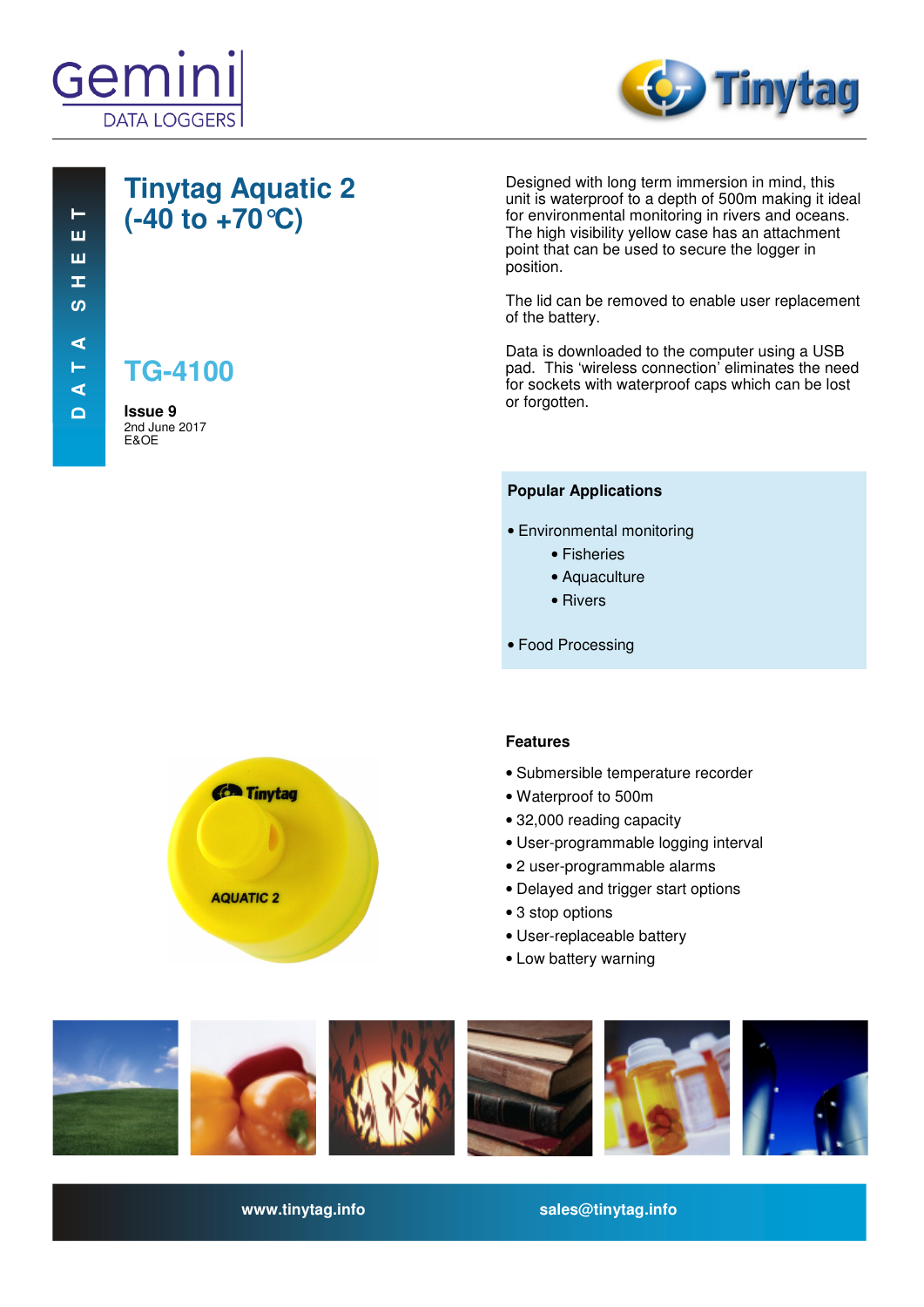DATA SHEET

# Tinytag Aquatic 2 (-40 to +70°C)

## TG-4100

**Issue 9**
2nd June 2017
E&OE

Designed with long term immersion in mind, this unit is waterproof to a depth of 500m making it ideal for environmental monitoring in rivers and oceans. The high visibility yellow case has an attachment point that can be used to secure the logger in position.

The lid can be removed to enable user replacement of the battery.

Data is downloaded to the computer using a USB pad. This 'wireless connection' eliminates the need for sockets with waterproof caps which can be lost or forgotten.

**Popular Applications**

- Environmental monitoring
  - Fisheries
  - Aquaculture
  - Rivers
- Food Processing

**Features**

- Submersible temperature recorder
- Waterproof to 500m
- 32,000 reading capacity
- User-programmable logging interval
- 2 user-programmable alarms
- Delayed and trigger start options
- 3 stop options
- User-replaceable battery
- Low battery warning

www.tinytag.info sales@tinytag.info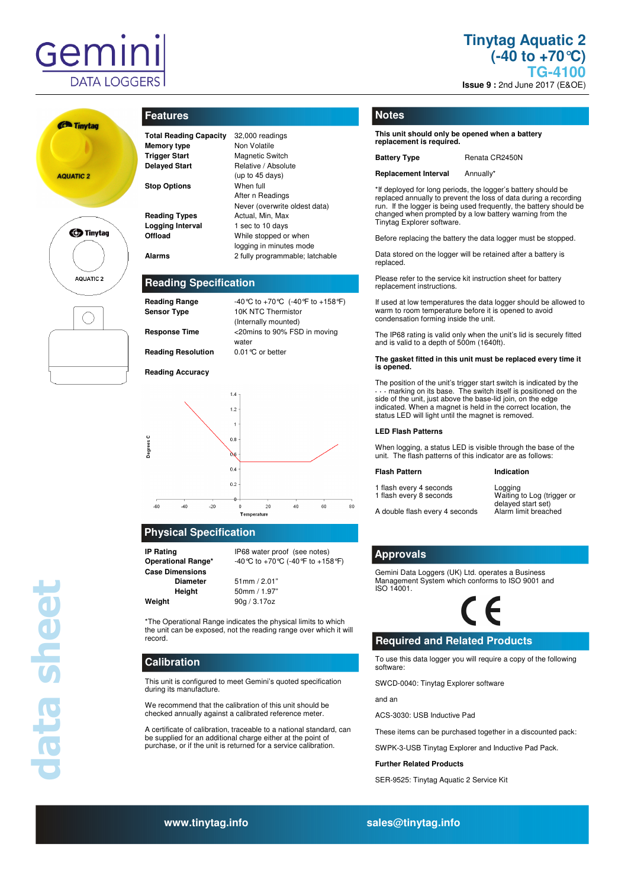# Tinytag Aquatic 2 (-40 to +70℃)

## TG-4100

**Issue 9 :** 2nd June 2017 (E&OE)

## Features

| | |
|---|---|
| **Total Reading Capacity** | 32,000 readings |
| **Memory type** | Non Volatile |
| **Trigger Start** | Magnetic Switch |
| **Delayed Start** | Relative / Absolute (up to 45 days) |
| **Stop Options** | When full<br>After n Readings<br>Never (overwrite oldest data) |
| **Reading Types** | Actual, Min, Max |
| **Logging Interval** | 1 sec to 10 days |
| **Offload** | While stopped or when logging in minutes mode |
| **Alarms** | 2 fully programmable; latchable |

## Reading Specification

| | |
|---|---|
| **Reading Range** | -40℃ to +70℃ (-40℉ to +158℉) |
| **Sensor Type** | 10K NTC Thermistor (Internally mounted) |
| **Response Time** | <20mins to 90% FSD in moving water |
| **Reading Resolution** | 0.01℃ or better |
| **Reading Accuracy** | |

Degrees C
1.4
1.2
1
0.8
0.6
0.4
0.2
0
-60 -40 -20 0 20 40 60 80
Temperature

## Physical Specification

| | |
|---|---|
| **IP Rating** | IP68 water proof (see notes) |
| **Operational Range*** | -40℃ to +70℃ (-40℉ to +158℉) |
| **Case Dimensions** | |
| **Diameter** | 51mm / 2.01" |
| **Height** | 50mm / 1.97" |
| **Weight** | 90g / 3.17oz |

*The Operational Range indicates the physical limits to which the unit can be exposed, not the reading range over which it will record.

## Calibration

This unit is configured to meet Gemini's quoted specification during its manufacture.

We recommend that the calibration of this unit should be checked annually against a calibrated reference meter.

A certificate of calibration, traceable to a national standard, can be supplied for an additional charge either at the point of purchase, or if the unit is returned for a service calibration.

## Notes

**This unit should only be opened when a battery replacement is required.**

| | |
|---|---|
| **Battery Type** | Renata CR2450N |
| **Replacement Interval** | Annually* |

*If deployed for long periods, the logger's battery should be replaced annually to prevent the loss of data during a recording run. If the logger is being used frequently, the battery should be changed when prompted by a low battery warning from the Tinytag Explorer software.

Before replacing the battery the data logger must be stopped.

Data stored on the logger will be retained after a battery is replaced.

Please refer to the service kit instruction sheet for battery replacement instructions.

If used at low temperatures the data logger should be allowed to warm to room temperature before it is opened to avoid condensation forming inside the unit.

The IP68 rating is valid only when the unit's lid is securely fitted and is valid to a depth of 500m (1640ft).

**The gasket fitted in this unit must be replaced every time it is opened.**

The position of the unit's trigger start switch is indicated by the · · · marking on its base. The switch itself is positioned on the side of the unit, just above the base-lid join, on the edge indicated. When a magnet is held in the correct location, the status LED will light until the magnet is removed.

**LED Flash Patterns**

When logging, a status LED is visible through the base of the unit. The flash patterns of this indicator are as follows:

| Flash Pattern | Indication |
|---|---|
| 1 flash every 4 seconds | Logging |
| 1 flash every 8 seconds | Waiting to Log (trigger or delayed start set) |
| A double flash every 4 seconds | Alarm limit breached |

## Approvals

Gemini Data Loggers (UK) Ltd. operates a Business Management System which conforms to ISO 9001 and ISO 14001.

CE

## Required and Related Products

To use this data logger you will require a copy of the following software:

SWCD-0040: Tinytag Explorer software

and an

ACS-3030: USB Inductive Pad

These items can be purchased together in a discounted pack:

SWPK-3-USB Tinytag Explorer and Inductive Pad Pack.

**Further Related Products**

SER-9525: Tinytag Aquatic 2 Service Kit

www.tinytag.info sales@tinytag.info